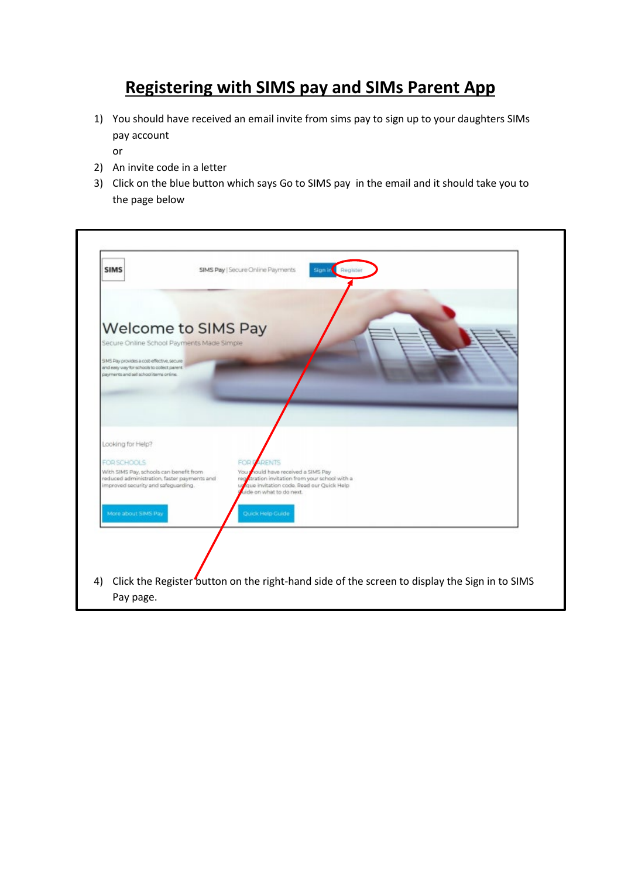# Registering with SIMS pay and SIMs Parent App

1) You should have received an email invite from sims pay to sign up to your daughters SIMs pay account
   or
2) An invite code in a letter
3) Click on the blue button which says Go to SIMS pay in the email and it should take you to the page below

4) Click the Register button on the right-hand side of the screen to display the Sign in to SIMS Pay page.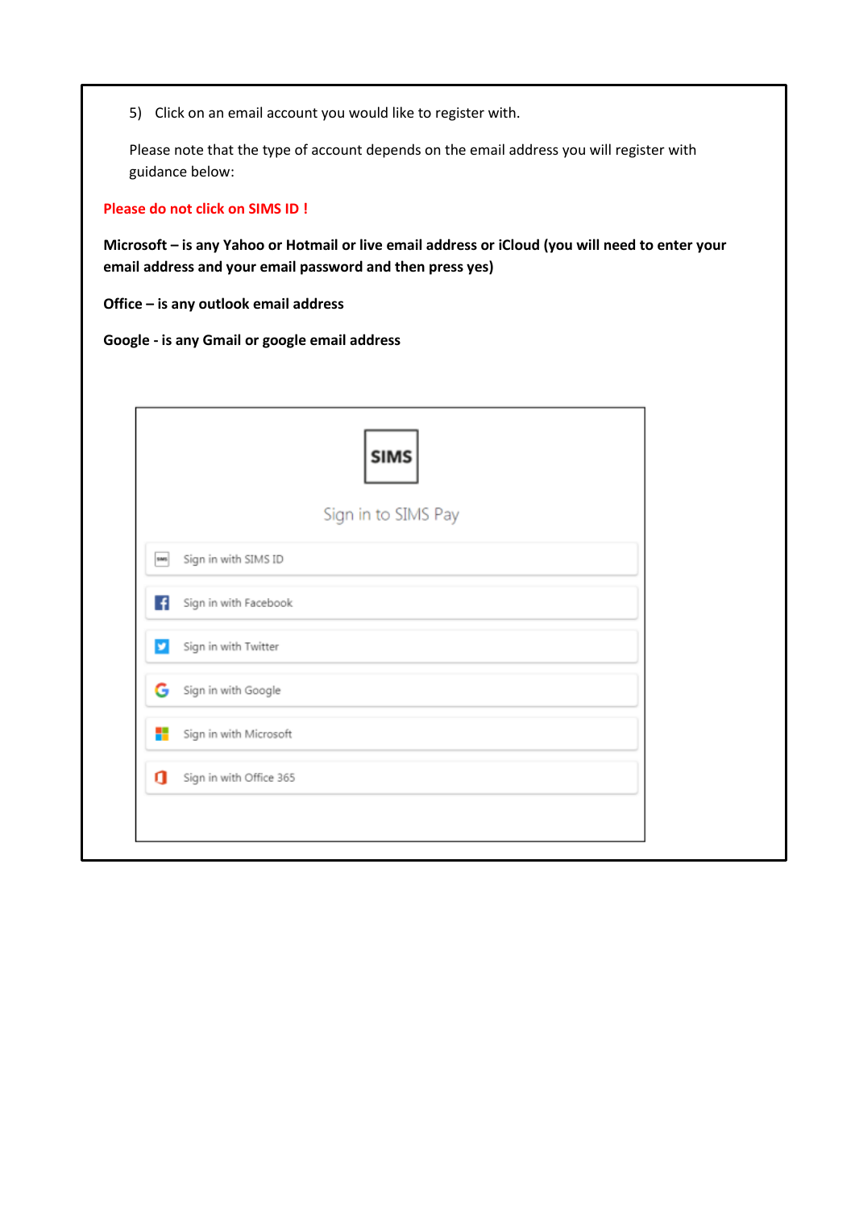5) Click on an email account you would like to register with.

Please note that the type of account depends on the email address you will register with guidance below:

**Please do not click on SIMS ID !**

**Microsoft – is any Yahoo or Hotmail or live email address or iCloud (you will need to enter your email address and your email password and then press yes)**

**Office – is any outlook email address**

**Google - is any Gmail or google email address**

SIMS

Sign in to SIMS Pay

- Sign in with SIMS ID
- Sign in with Facebook
- Sign in with Twitter
- Sign in with Google
- Sign in with Microsoft
- Sign in with Office 365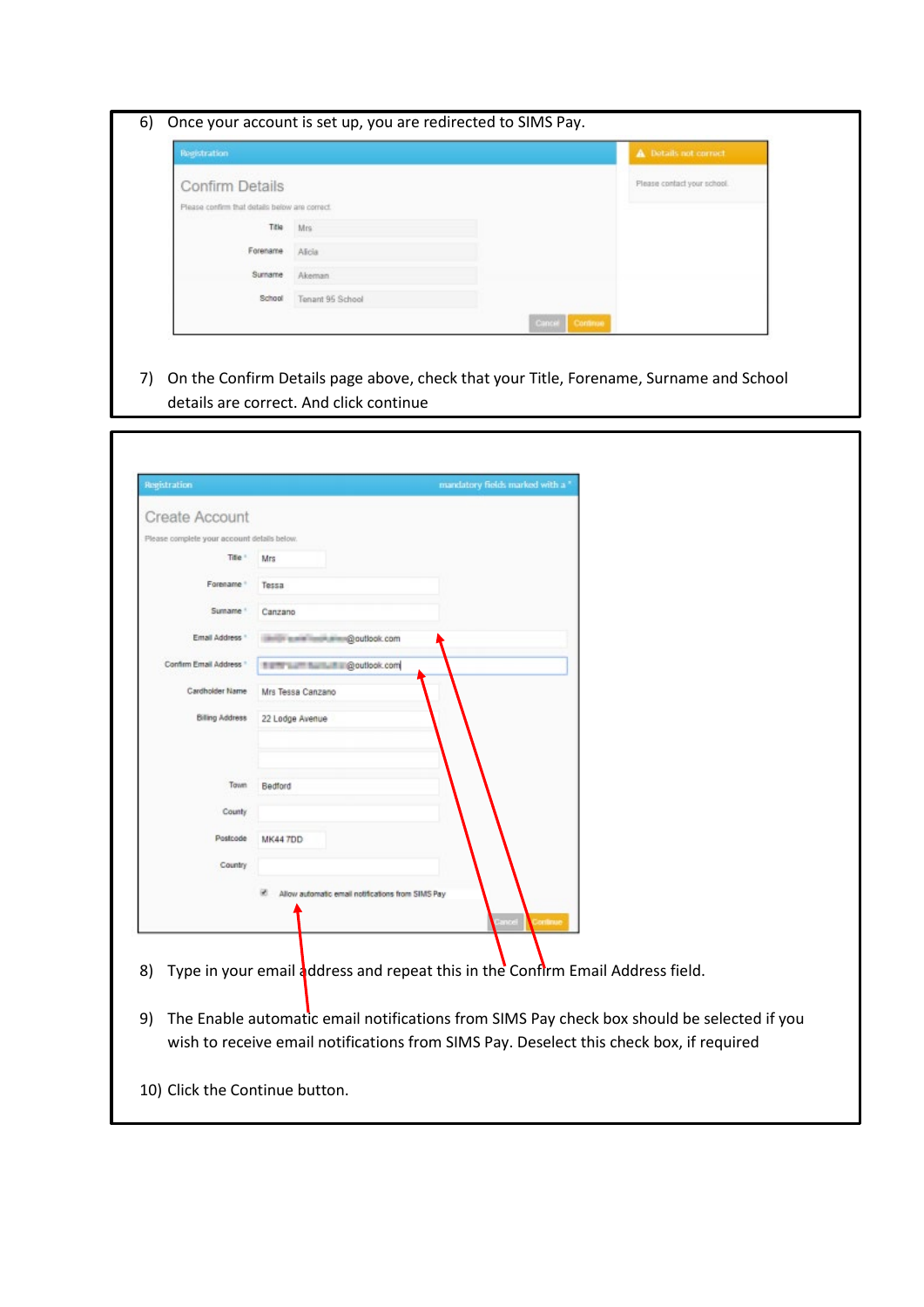6) Once your account is set up, you are redirected to SIMS Pay.

7) On the Confirm Details page above, check that your Title, Forename, Surname and School details are correct. And click continue

8) Type in your email address and repeat this in the Confirm Email Address field.

9) The Enable automatic email notifications from SIMS Pay check box should be selected if you wish to receive email notifications from SIMS Pay. Deselect this check box, if required

10) Click the Continue button.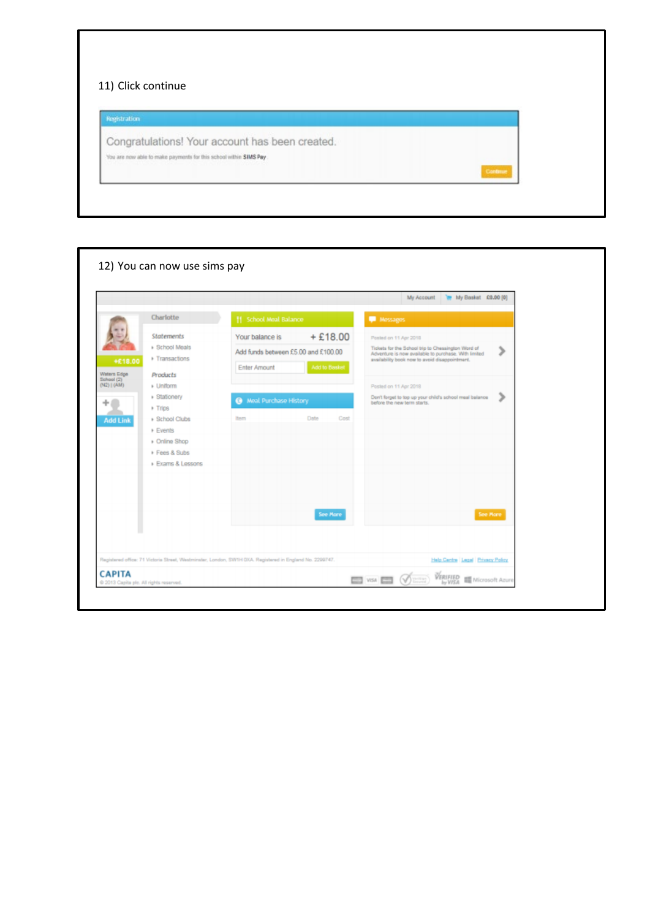11) Click continue

Registration

Congratulations! Your account has been created.

You are now able to make payments for this school within **SIMS Pay**

Continue

12) You can now use sims pay

My Account | My Basket £0.00 (0)

Charlotte

+£18.00

Waters Edge School (2) (N2) | (AM)

Add Link

*Statements*
- School Meals
- Transactions

*Products*
- Uniform
- Stationery
- Trips
- School Clubs
- Events
- Online Shop
- Fees & Subs
- Exams & Lessons

School Meal Balance

Your balance is + £18.00

Add funds between £5.00 and £100.00

Enter Amount | Add to Basket

Meal Purchase History

| Item | Date | Cost |
|---|---|---|

See More

Messages

Posted on 11 Apr 2018

Tickets for the School trip to Chessington World of Adventure is now available to purchase. With limited availability book now to avoid disappointment.

Posted on 11 Apr 2018

Don't forget to top up your child's school meal balance before the new term starts.

See More

Registered office: 71 Victoria Street, Westminster, London, SW1H 0XA. Registered in England No. 2299747.

Help Centre | Legal | Privacy Policy

CAPITA

© 2013 Capita plc. All rights reserved.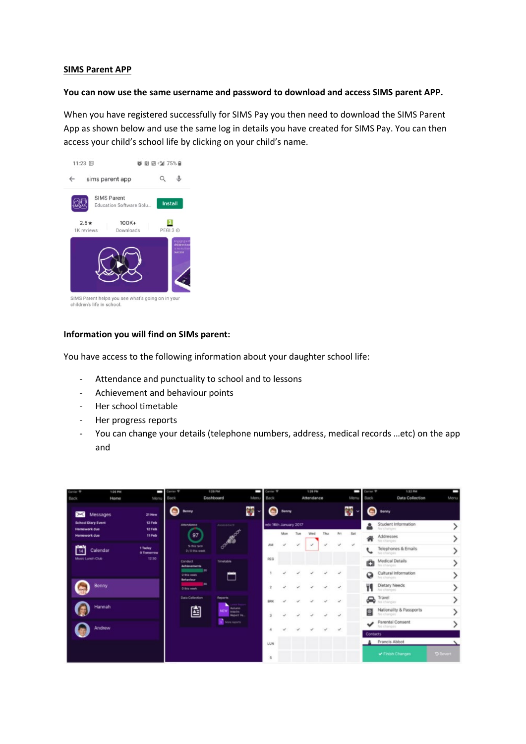**SIMS Parent APP**

**You can now use the same username and password to download and access SIMS parent APP.**

When you have registered successfully for SIMS Pay you then need to download the SIMS Parent App as shown below and use the same log in details you have created for SIMS Pay. You can then access your child's school life by clicking on your child's name.

**Information you will find on SIMs parent:**

You have access to the following information about your daughter school life:

- Attendance and punctuality to school and to lessons
- Achievement and behaviour points
- Her school timetable
- Her progress reports
- You can change your details (telephone numbers, address, medical records …etc) on the app and